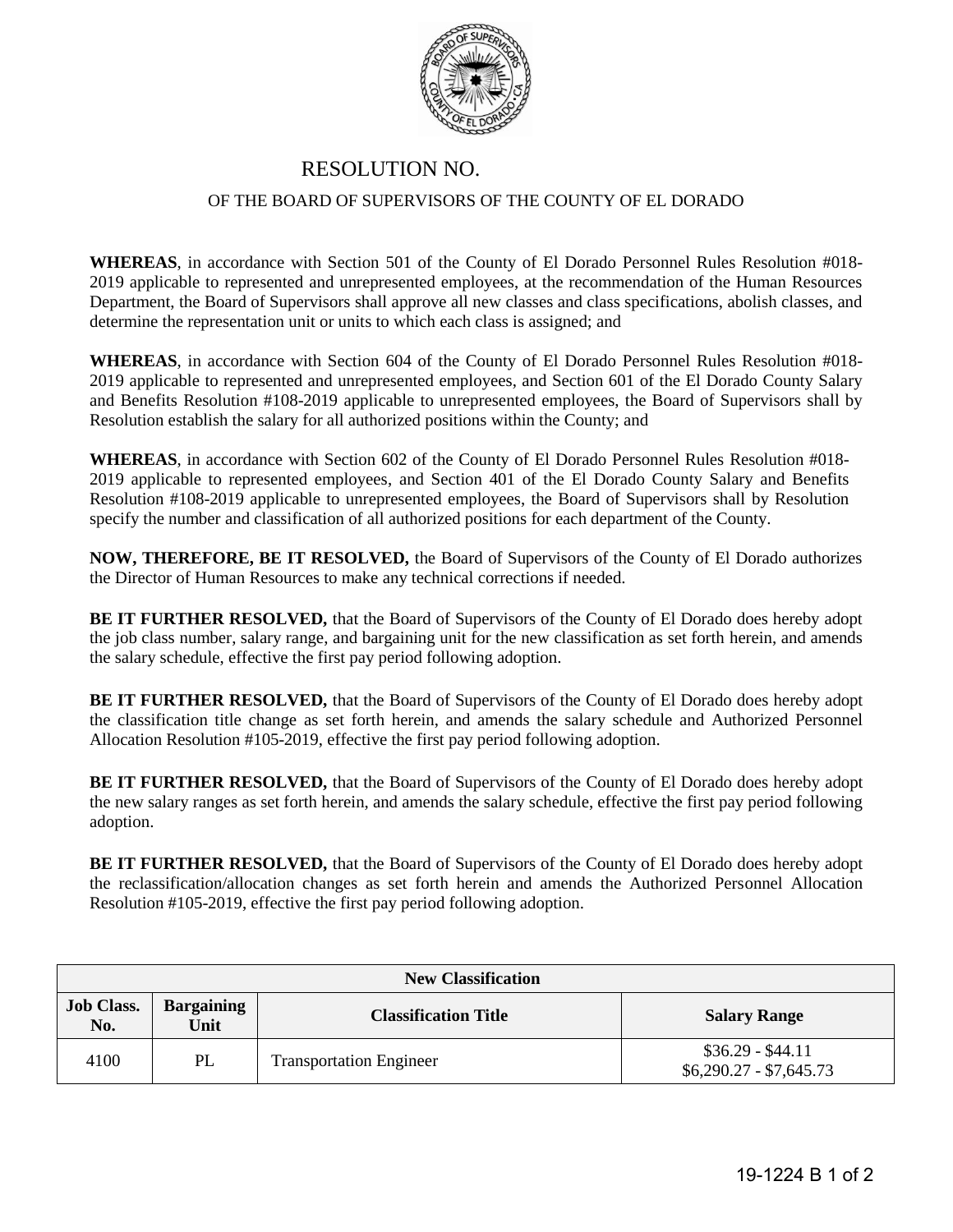# RESOLUTION NO.

## OF THE BOARD OF SUPERVISORS OF THE COUNTY OF EL DORADO

**WHEREAS**, in accordance with Section 501 of the County of El Dorado Personnel Rules Resolution #018-2019 applicable to represented and unrepresented employees, at the recommendation of the Human Resources Department, the Board of Supervisors shall approve all new classes and class specifications, abolish classes, and determine the representation unit or units to which each class is assigned; and

**WHEREAS**, in accordance with Section 604 of the County of El Dorado Personnel Rules Resolution #018-2019 applicable to represented and unrepresented employees, and Section 601 of the El Dorado County Salary and Benefits Resolution #108-2019 applicable to unrepresented employees, the Board of Supervisors shall by Resolution establish the salary for all authorized positions within the County; and

**WHEREAS**, in accordance with Section 602 of the County of El Dorado Personnel Rules Resolution #018-2019 applicable to represented employees, and Section 401 of the El Dorado County Salary and Benefits Resolution #108-2019 applicable to unrepresented employees, the Board of Supervisors shall by Resolution specify the number and classification of all authorized positions for each department of the County.

**NOW, THEREFORE, BE IT RESOLVED,** the Board of Supervisors of the County of El Dorado authorizes the Director of Human Resources to make any technical corrections if needed.

**BE IT FURTHER RESOLVED,** that the Board of Supervisors of the County of El Dorado does hereby adopt the job class number, salary range, and bargaining unit for the new classification as set forth herein, and amends the salary schedule, effective the first pay period following adoption.

**BE IT FURTHER RESOLVED,** that the Board of Supervisors of the County of El Dorado does hereby adopt the classification title change as set forth herein, and amends the salary schedule and Authorized Personnel Allocation Resolution #105-2019, effective the first pay period following adoption.

**BE IT FURTHER RESOLVED,** that the Board of Supervisors of the County of El Dorado does hereby adopt the new salary ranges as set forth herein, and amends the salary schedule, effective the first pay period following adoption.

**BE IT FURTHER RESOLVED,** that the Board of Supervisors of the County of El Dorado does hereby adopt the reclassification/allocation changes as set forth herein and amends the Authorized Personnel Allocation Resolution #105-2019, effective the first pay period following adoption.

| **New Classification** | | | |
|---|---|---|---|
| **Job Class. No.** | **Bargaining Unit** | **Classification Title** | **Salary Range** |
| 4100 | PL | Transportation Engineer | \$36.29 - \$44.11<br>\$6,290.27 - \$7,645.73 |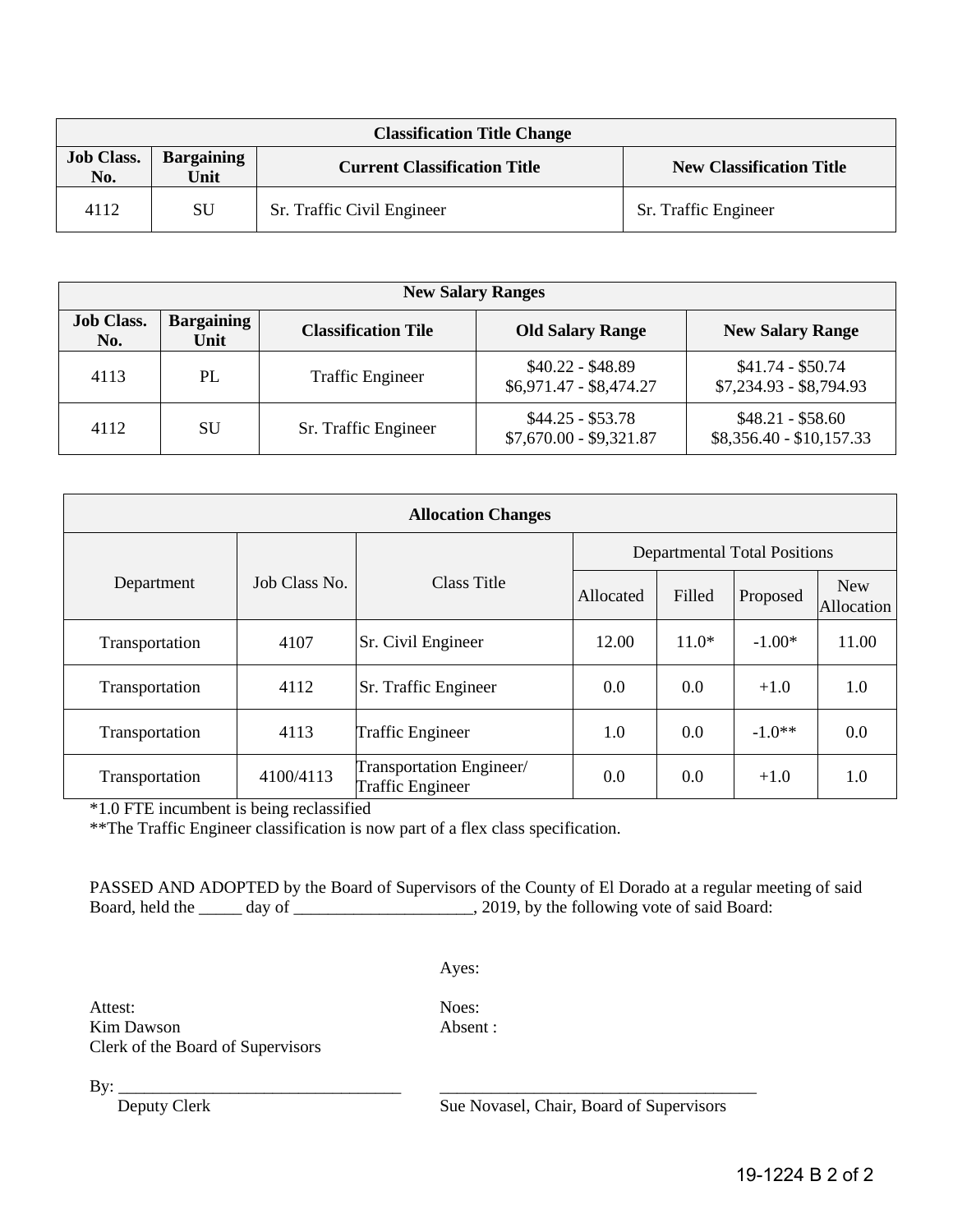| Classification Title Change | | | |
|---|---|---|---|
| **Job Class. No.** | **Bargaining Unit** | **Current Classification Title** | **New Classification Title** |
| 4112 | SU | Sr. Traffic Civil Engineer | Sr. Traffic Engineer |

| New Salary Ranges | | | | |
|---|---|---|---|---|
| **Job Class. No.** | **Bargaining Unit** | **Classification Tile** | **Old Salary Range** | **New Salary Range** |
| 4113 | PL | Traffic Engineer | \$40.22 - \$48.89<br>\$6,971.47 - \$8,474.27 | \$41.74 - \$50.74<br>\$7,234.93 - \$8,794.93 |
| 4112 | SU | Sr. Traffic Engineer | \$44.25 - \$53.78<br>\$7,670.00 - \$9,321.87 | \$48.21 - \$58.60<br>\$8,356.40 - \$10,157.33 |

| Allocation Changes | | | | | | |
|---|---|---|---|---|---|---|
| Department | Job Class No. | Class Title | Departmental Total Positions | | | |
| | | | Allocated | Filled | Proposed | New Allocation |
| Transportation | 4107 | Sr. Civil Engineer | 12.00 | 11.0* | -1.00* | 11.00 |
| Transportation | 4112 | Sr. Traffic Engineer | 0.0 | 0.0 | +1.0 | 1.0 |
| Transportation | 4113 | Traffic Engineer | 1.0 | 0.0 | -1.0** | 0.0 |
| Transportation | 4100/4113 | Transportation Engineer/ Traffic Engineer | 0.0 | 0.0 | +1.0 | 1.0 |

*1.0 FTE incumbent is being reclassified

**The Traffic Engineer classification is now part of a flex class specification.

PASSED AND ADOPTED by the Board of Supervisors of the County of El Dorado at a regular meeting of said Board, held the _____ day of _____________________, 2019, by the following vote of said Board:

Ayes:

Attest:
Kim Dawson
Clerk of the Board of Supervisors

Noes:
Absent :

By: ________________________________
Deputy Clerk

________________________________
Sue Novasel, Chair, Board of Supervisors